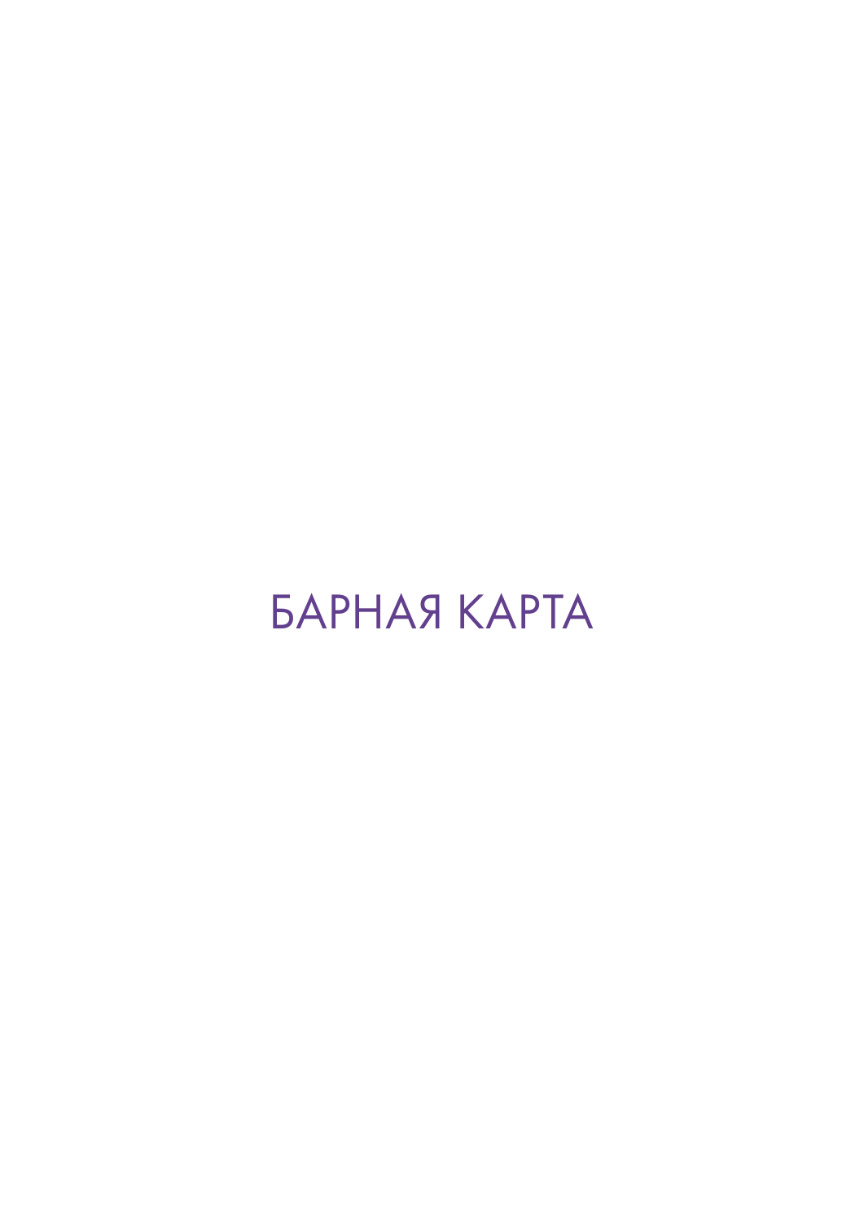# БАРНАЯ КАРТА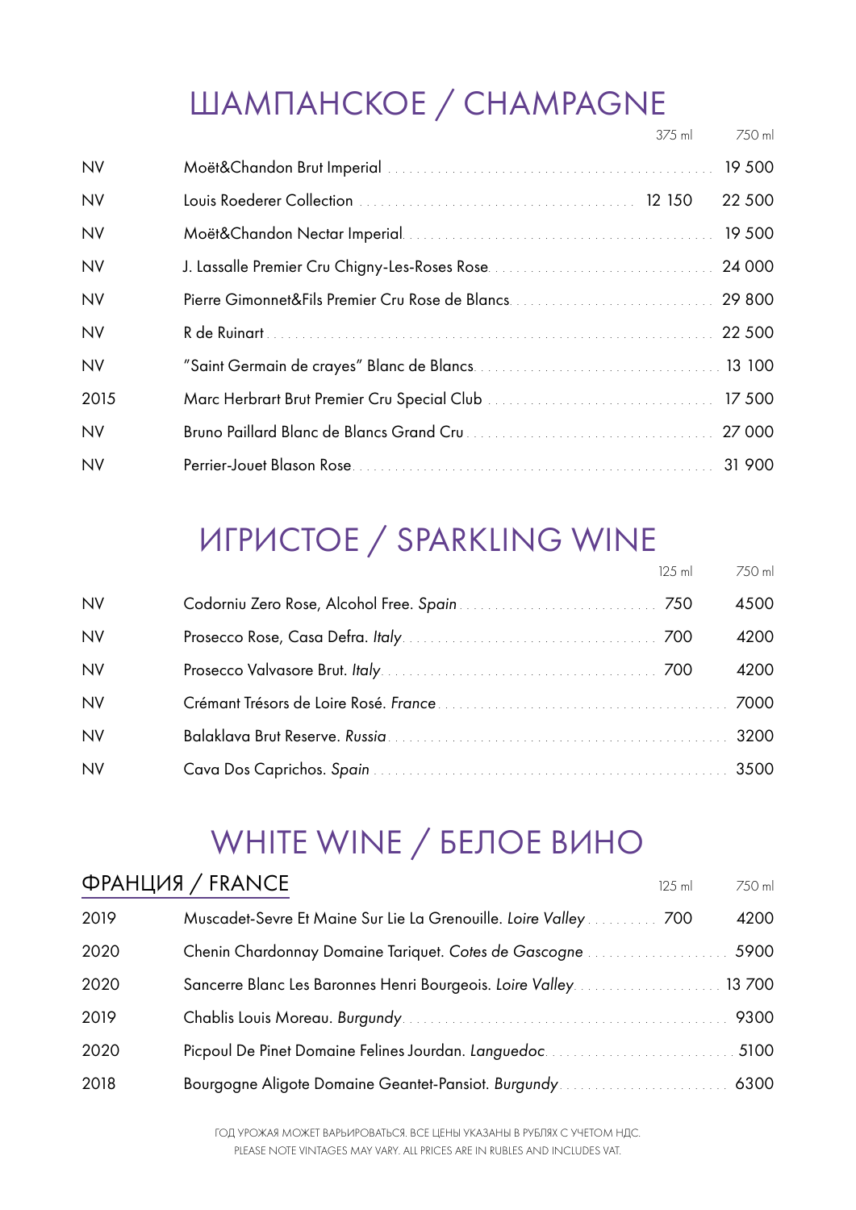# ШАМПАНСКОЕ / CHAMPAGNE

| | | 375 ml | 750 ml |
|---|---|---|---|
| NV | Moët&Chandon Brut Imperial | | 19 500 |
| NV | Louis Roederer Collection | 12 150 | 22 500 |
| NV | Moët&Chandon Nectar Imperial | | 19 500 |
| NV | J. Lassalle Premier Cru Chigny-Les-Roses Rose | | 24 000 |
| NV | Pierre Gimonnet&Fils Premier Cru Rose de Blancs | | 29 800 |
| NV | R de Ruinart | | 22 500 |
| NV | "Saint Germain de crayes" Blanc de Blancs | | 13 100 |
| 2015 | Marc Herbrart Brut Premier Cru Special Club | | 17 500 |
| NV | Bruno Paillard Blanc de Blancs Grand Cru | | 27 000 |
| NV | Perrier-Jouet Blason Rose | | 31 900 |

# ИГРИСТОЕ / SPARKLING WINE

| | | 125 ml | 750 ml |
|---|---|---|---|
| NV | Codorniu Zero Rose, Alcohol Free. *Spain* | 750 | 4500 |
| NV | Prosecco Rose, Casa Defra. *Italy* | 700 | 4200 |
| NV | Prosecco Valvasore Brut. *Italy* | 700 | 4200 |
| NV | Crémant Trésors de Loire Rosé. *France* | | 7000 |
| NV | Balaklava Brut Reserve. *Russia* | | 3200 |
| NV | Cava Dos Caprichos. *Spain* | | 3500 |

# WHITE WINE / БЕЛОЕ ВИНО

## ФРАНЦИЯ / FRANCE

| | | 125 ml | 750 ml |
|---|---|---|---|
| 2019 | Muscadet-Sevre Et Maine Sur Lie La Grenouille. *Loire Valley* | 700 | 4200 |
| 2020 | Chenin Chardonnay Domaine Tariquet. *Cotes de Gascogne* | | 5900 |
| 2020 | Sancerre Blanc Les Baronnes Henri Bourgeois. *Loire Valley* | | 13 700 |
| 2019 | Chablis Louis Moreau. *Burgundy* | | 9300 |
| 2020 | Picpoul De Pinet Domaine Felines Jourdan. *Languedoc* | | 5100 |
| 2018 | Bourgogne Aligote Domaine Geantet-Pansiot. *Burgundy* | | 6300 |

ГОД УРОЖАЯ МОЖЕТ ВАРЬИРОВАТЬСЯ. ВСЕ ЦЕНЫ УКАЗАНЫ В РУБЛЯХ С УЧЕТОМ НДС.
PLEASE NOTE VINTAGES MAY VARY. ALL PRICES ARE IN RUBLES AND INCLUDES VAT.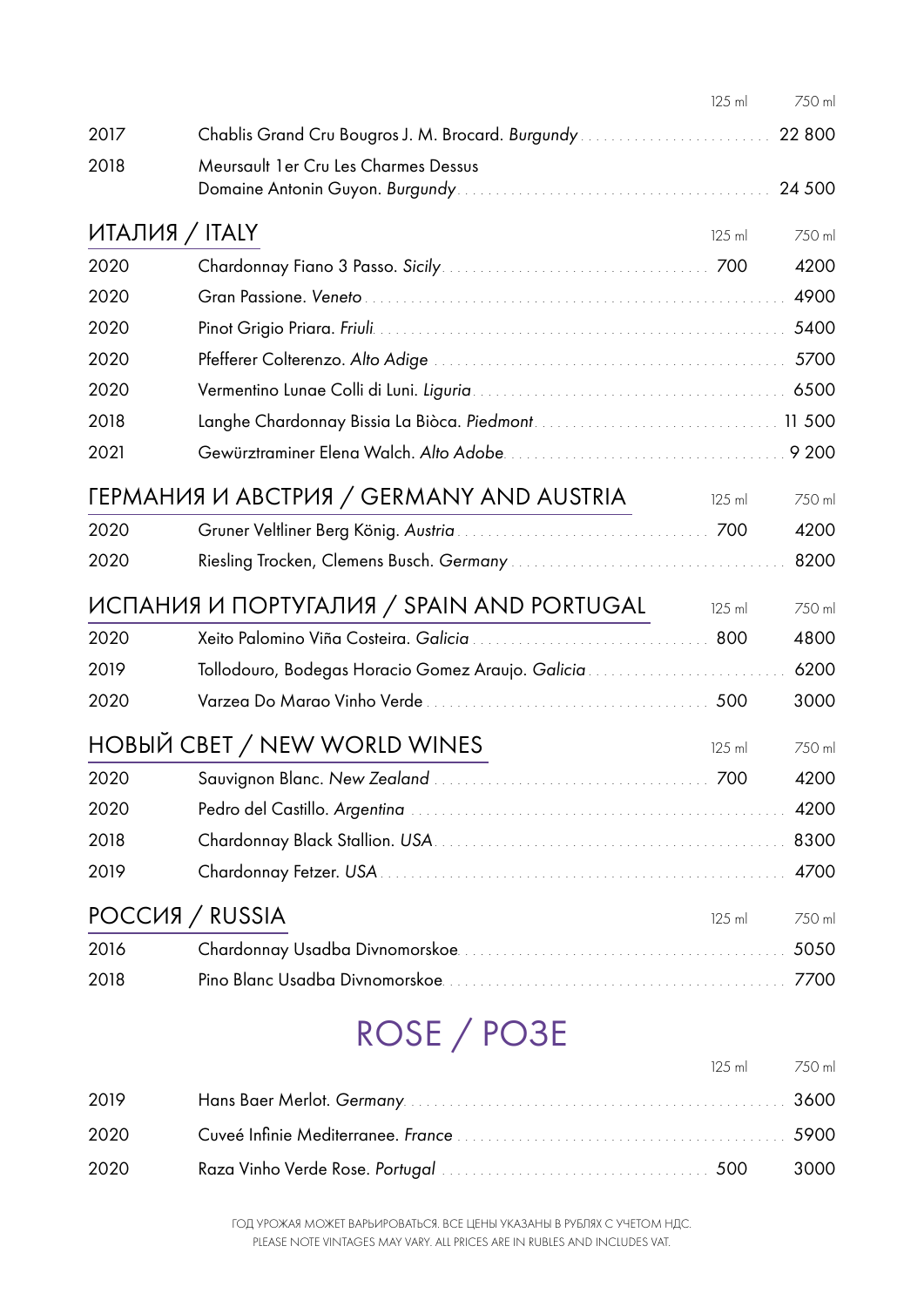| | | 125 ml | 750 ml |
|---|---|---|---|
| 2017 | Chablis Grand Cru Bougros J. M. Brocard. *Burgundy* | | 22 800 |
| 2018 | Meursault 1er Cru Les Charmes Dessus Domaine Antonin Guyon. *Burgundy* | | 24 500 |

## ИТАЛИЯ / ITALY

| | | 125 ml | 750 ml |
|---|---|---|---|
| 2020 | Chardonnay Fiano 3 Passo. *Sicily* | 700 | 4200 |
| 2020 | Gran Passione. *Veneto* | | 4900 |
| 2020 | Pinot Grigio Priara. *Friuli* | | 5400 |
| 2020 | Pfefferer Colterenzo. *Alto Adige* | | 5700 |
| 2020 | Vermentino Lunae Colli di Luni. *Liguria* | | 6500 |
| 2018 | Langhe Chardonnay Bissia La Biòca. *Piedmont* | | 11 500 |
| 2021 | Gewürztraminer Elena Walch. *Alto Adobe* | | 9 200 |

## ГЕРМАНИЯ И АВСТРИЯ / GERMANY AND AUSTRIA

| | | 125 ml | 750 ml |
|---|---|---|---|
| 2020 | Gruner Veltliner Berg König. *Austria* | 700 | 4200 |
| 2020 | Riesling Trocken, Clemens Busch. *Germany* | | 8200 |

## ИСПАНИЯ И ПОРТУГАЛИЯ / SPAIN AND PORTUGAL

| | | 125 ml | 750 ml |
|---|---|---|---|
| 2020 | Xeito Palomino Viña Costeira. *Galicia* | 800 | 4800 |
| 2019 | Tollodouro, Bodegas Horacio Gomez Araujo. *Galicia* | | 6200 |
| 2020 | Varzea Do Marao Vinho Verde | 500 | 3000 |

## НОВЫЙ СВЕТ / NEW WORLD WINES

| | | 125 ml | 750 ml |
|---|---|---|---|
| 2020 | Sauvignon Blanc. *New Zealand* | 700 | 4200 |
| 2020 | Pedro del Castillo. *Argentina* | | 4200 |
| 2018 | Chardonnay Black Stallion. *USA* | | 8300 |
| 2019 | Chardonnay Fetzer. *USA* | | 4700 |

## РОССИЯ / RUSSIA

| | | 125 ml | 750 ml |
|---|---|---|---|
| 2016 | Chardonnay Usadba Divnomorskoe | | 5050 |
| 2018 | Pino Blanc Usadba Divnomorskoe | | 7700 |

# ROSE / РОЗЕ

| | | 125 ml | 750 ml |
|---|---|---|---|
| 2019 | Hans Baer Merlot. *Germany* | | 3600 |
| 2020 | Cuveé Infinie Mediterranee. *France* | | 5900 |
| 2020 | Raza Vinho Verde Rose. *Portugal* | 500 | 3000 |

ГОД УРОЖАЯ МОЖЕТ ВАРЬИРОВАТЬСЯ. ВСЕ ЦЕНЫ УКАЗАНЫ В РУБЛЯХ С УЧЕТОМ НДС.
PLEASE NOTE VINTAGES MAY VARY. ALL PRICES ARE IN RUBLES AND INCLUDES VAT.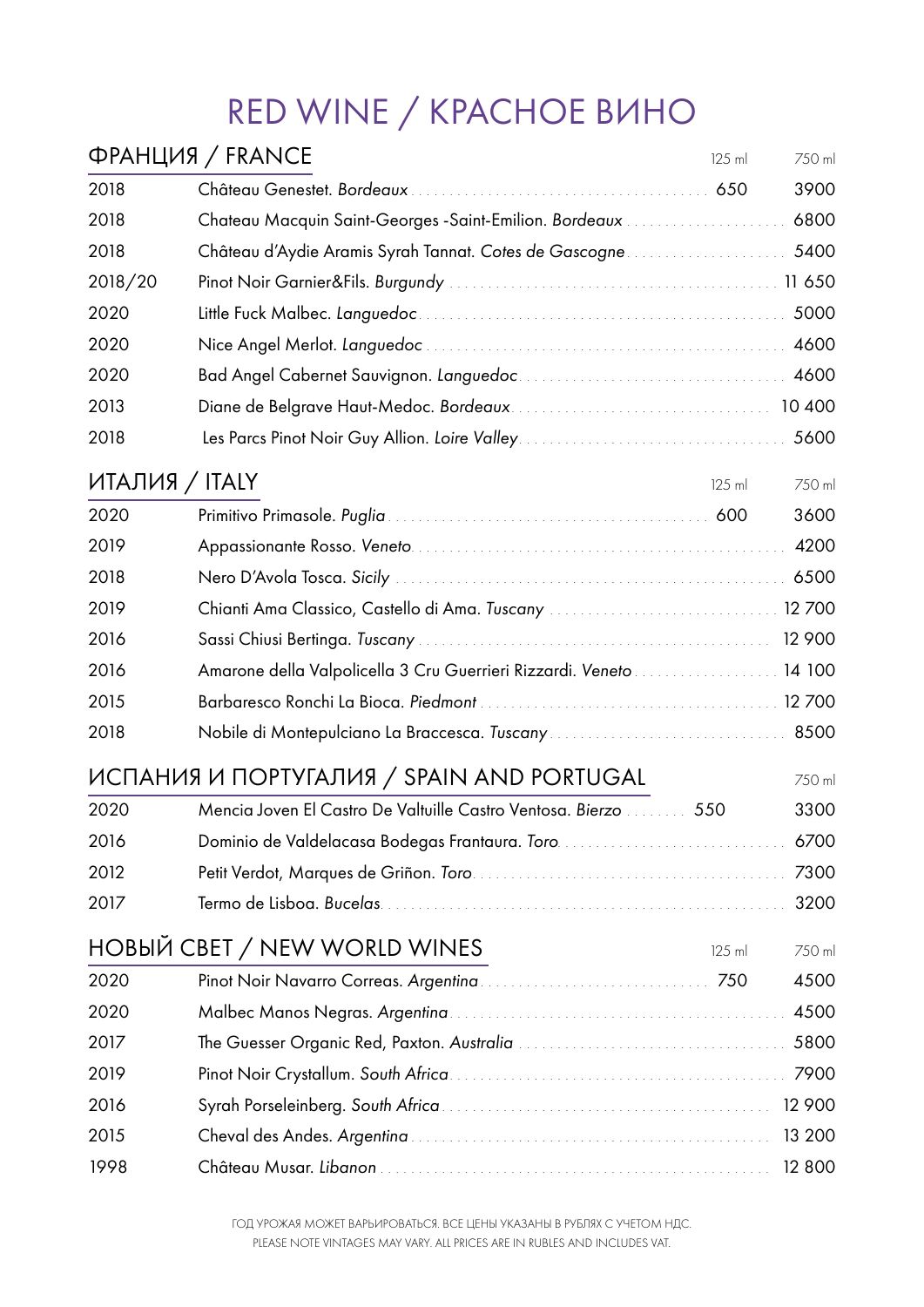# RED WINE / КРАСНОЕ ВИНО

## ФРАНЦИЯ / FRANCE

| | | 125 ml | 750 ml |
|---|---|---|---|
| 2018 | Château Genestet. *Bordeaux* | 650 | 3900 |
| 2018 | Chateau Macquin Saint-Georges -Saint-Emilion. *Bordeaux* | | 6800 |
| 2018 | Château d'Aydie Aramis Syrah Tannat. *Cotes de Gascogne* | | 5400 |
| 2018/20 | Pinot Noir Garnier&Fils. *Burgundy* | | 11 650 |
| 2020 | Little Fuck Malbec. *Languedoc* | | 5000 |
| 2020 | Nice Angel Merlot. *Languedoc* | | 4600 |
| 2020 | Bad Angel Cabernet Sauvignon. *Languedoc* | | 4600 |
| 2013 | Diane de Belgrave Haut-Medoc. *Bordeaux* | | 10 400 |
| 2018 | Les Parcs Pinot Noir Guy Allion. *Loire Valley* | | 5600 |

## ИТАЛИЯ / ITALY

| | | 125 ml | 750 ml |
|---|---|---|---|
| 2020 | Primitivo Primasole. *Puglia* | 600 | 3600 |
| 2019 | Appassionante Rosso. *Veneto* | | 4200 |
| 2018 | Nero D'Avola Tosca. *Sicily* | | 6500 |
| 2019 | Chianti Ama Classico, Castello di Ama. *Tuscany* | | 12 700 |
| 2016 | Sassi Chiusi Bertinga. *Tuscany* | | 12 900 |
| 2016 | Amarone della Valpolicella 3 Cru Guerrieri Rizzardi. *Veneto* | | 14 100 |
| 2015 | Barbaresco Ronchi La Bioca. *Piedmont* | | 12 700 |
| 2018 | Nobile di Montepulciano La Braccesca. *Tuscany* | | 8500 |

## ИСПАНИЯ И ПОРТУГАЛИЯ / SPAIN AND PORTUGAL

| | | | 750 ml |
|---|---|---|---|
| 2020 | Mencia Joven El Castro De Valtuille Castro Ventosa. *Bierzo* | 550 | 3300 |
| 2016 | Dominio de Valdelacasa Bodegas Frantaura. *Toro* | | 6700 |
| 2012 | Petit Verdot, Marques de Griñon. *Toro* | | 7300 |
| 2017 | Termo de Lisboa. *Bucelas* | | 3200 |

## НОВЫЙ СВЕТ / NEW WORLD WINES

| | | 125 ml | 750 ml |
|---|---|---|---|
| 2020 | Pinot Noir Navarro Correas. *Argentina* | 750 | 4500 |
| 2020 | Malbec Manos Negras. *Argentina* | | 4500 |
| 2017 | The Guesser Organic Red, Paxton. *Australia* | | 5800 |
| 2019 | Pinot Noir Crystallum. *South Africa* | | 7900 |
| 2016 | Syrah Porseleinberg. *South Africa* | | 12 900 |
| 2015 | Cheval des Andes. *Argentina* | | 13 200 |
| 1998 | Château Musar. *Libanon* | | 12 800 |

ГОД УРОЖАЯ МОЖЕТ ВАРЬИРОВАТЬСЯ. ВСЕ ЦЕНЫ УКАЗАНЫ В РУБЛЯХ С УЧЕТОМ НДС.
PLEASE NOTE VINTAGES MAY VARY. ALL PRICES ARE IN RUBLES AND INCLUDES VAT.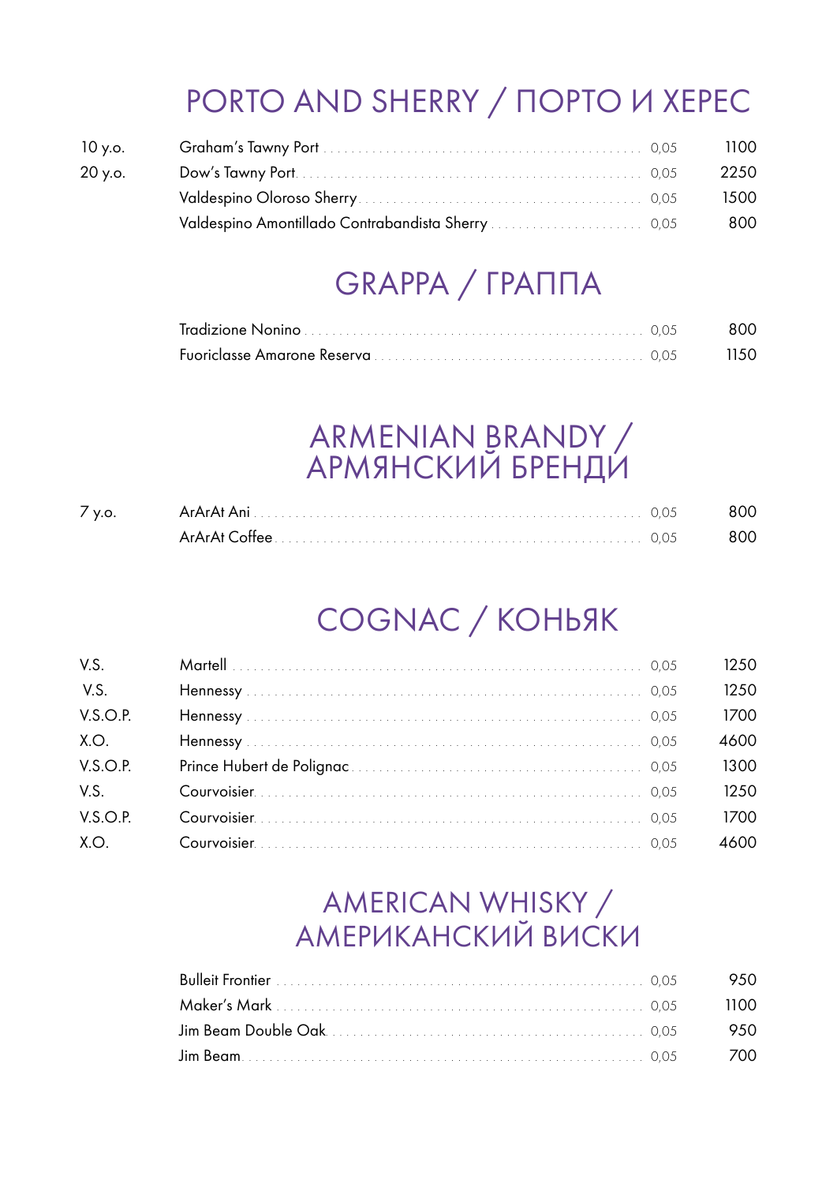## PORTO AND SHERRY / ПОРТО И ХЕРЕС

| | | | |
|---|---|---|---|
| 10 y.o. | Graham's Tawny Port | 0,05 | 1100 |
| 20 y.o. | Dow's Tawny Port | 0,05 | 2250 |
| | Valdespino Oloroso Sherry | 0,05 | 1500 |
| | Valdespino Amontillado Contrabandista Sherry | 0,05 | 800 |

## GRAPPA / ГРАППА

| | | |
|---|---|---|
| Tradizione Nonino | 0,05 | 800 |
| Fuoriclasse Amarone Reserva | 0,05 | 1150 |

## ARMENIAN BRANDY / АРМЯНСКИЙ БРЕНДИ

| | | | |
|---|---|---|---|
| 7 y.o. | ArArAt Ani | 0,05 | 800 |
| | ArArAt Coffee | 0,05 | 800 |

## COGNAC / КОНЬЯК

| | | | |
|---|---|---|---|
| V.S. | Martell | 0,05 | 1250 |
| V.S. | Hennessy | 0,05 | 1250 |
| V.S.O.P. | Hennessy | 0,05 | 1700 |
| X.O. | Hennessy | 0,05 | 4600 |
| V.S.O.P. | Prince Hubert de Polignac | 0,05 | 1300 |
| V.S. | Courvoisier | 0,05 | 1250 |
| V.S.O.P. | Courvoisier | 0,05 | 1700 |
| X.O. | Courvoisier | 0,05 | 4600 |

## AMERICAN WHISKY / АМЕРИКАНСКИЙ ВИСКИ

| | | |
|---|---|---|
| Bulleit Frontier | 0,05 | 950 |
| Maker's Mark | 0,05 | 1100 |
| Jim Beam Double Oak | 0,05 | 950 |
| Jim Beam | 0,05 | 700 |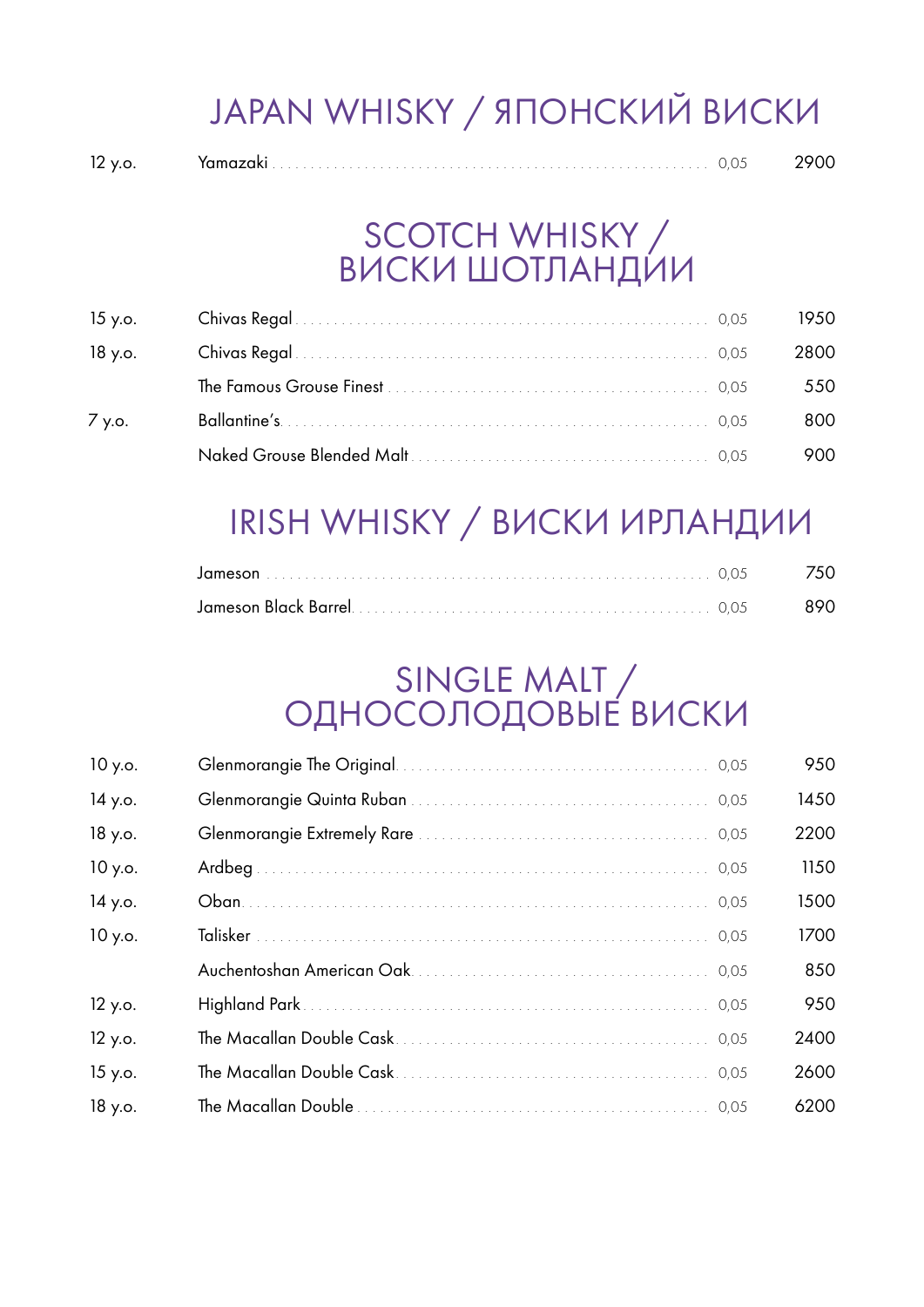# JAPAN WHISKY / ЯПОНСКИЙ ВИСКИ

| | | | |
|---|---|---|---|
| 12 y.o. | Yamazaki | 0,05 | 2900 |

# SCOTCH WHISKY / ВИСКИ ШОТЛАНДИИ

| | | | |
|---|---|---|---|
| 15 y.o. | Chivas Regal | 0,05 | 1950 |
| 18 y.o. | Chivas Regal | 0,05 | 2800 |
| | The Famous Grouse Finest | 0,05 | 550 |
| 7 y.o. | Ballantine's | 0,05 | 800 |
| | Naked Grouse Blended Malt | 0,05 | 900 |

# IRISH WHISKY / ВИСКИ ИРЛАНДИИ

| | | | |
|---|---|---|---|
| | Jameson | 0,05 | 750 |
| | Jameson Black Barrel | 0,05 | 890 |

# SINGLE MALT / ОДНОСОЛОДОВЫЕ ВИСКИ

| | | | |
|---|---|---|---|
| 10 y.o. | Glenmorangie The Original | 0,05 | 950 |
| 14 y.o. | Glenmorangie Quinta Ruban | 0,05 | 1450 |
| 18 y.o. | Glenmorangie Extremely Rare | 0,05 | 2200 |
| 10 y.o. | Ardbeg | 0,05 | 1150 |
| 14 y.o. | Oban | 0,05 | 1500 |
| 10 y.o. | Talisker | 0,05 | 1700 |
| | Auchentoshan American Oak | 0,05 | 850 |
| 12 y.o. | Highland Park | 0,05 | 950 |
| 12 y.o. | The Macallan Double Cask | 0,05 | 2400 |
| 15 y.o. | The Macallan Double Cask | 0,05 | 2600 |
| 18 y.o. | The Macallan Double | 0,05 | 6200 |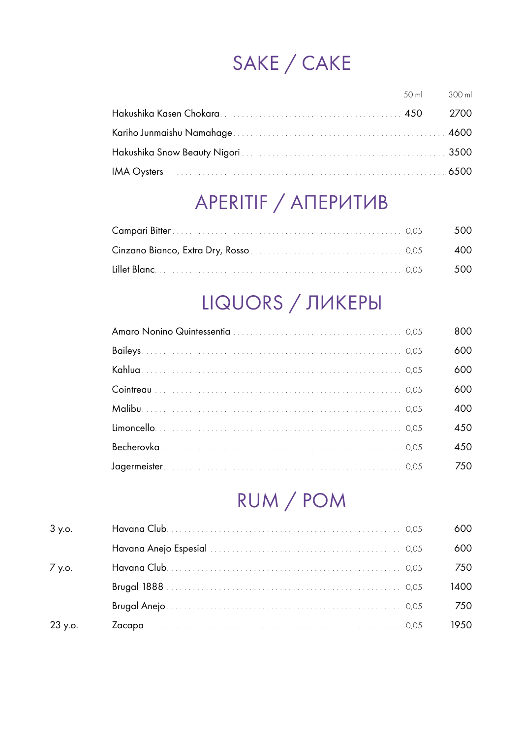# SAKE / CAKE

| | 50 ml | 300 ml |
|---|---|---|
| Hakushika Kasen Chokara | 450 | 2700 |
| Kariho Junmaishu Namahage | | 4600 |
| Hakushika Snow Beauty Nigori | | 3500 |
| IMA Oysters | | 6500 |

# APERITIF / АПЕРИТИВ

| | | |
|---|---|---|
| Campari Bitter | 0,05 | 500 |
| Cinzano Bianco, Extra Dry, Rosso | 0,05 | 400 |
| Lillet Blanc | 0,05 | 500 |

# LIQUORS / ЛИКЕРЫ

| | | |
|---|---|---|
| Amaro Nonino Quintessentia | 0,05 | 800 |
| Baileys | 0,05 | 600 |
| Kahlua | 0,05 | 600 |
| Cointreau | 0,05 | 600 |
| Malibu | 0,05 | 400 |
| Limoncello | 0,05 | 450 |
| Becherovka | 0,05 | 450 |
| Jagermeister | 0,05 | 750 |

# RUM / POM

| | | | |
|---|---|---|---|
| 3 y.o. | Havana Club | 0,05 | 600 |
| | Havana Anejo Espesial | 0,05 | 600 |
| 7 y.o. | Havana Club | 0,05 | 750 |
| | Brugal 1888 | 0,05 | 1400 |
| | Brugal Anejo | 0,05 | 750 |
| 23 y.o. | Zacapa | 0,05 | 1950 |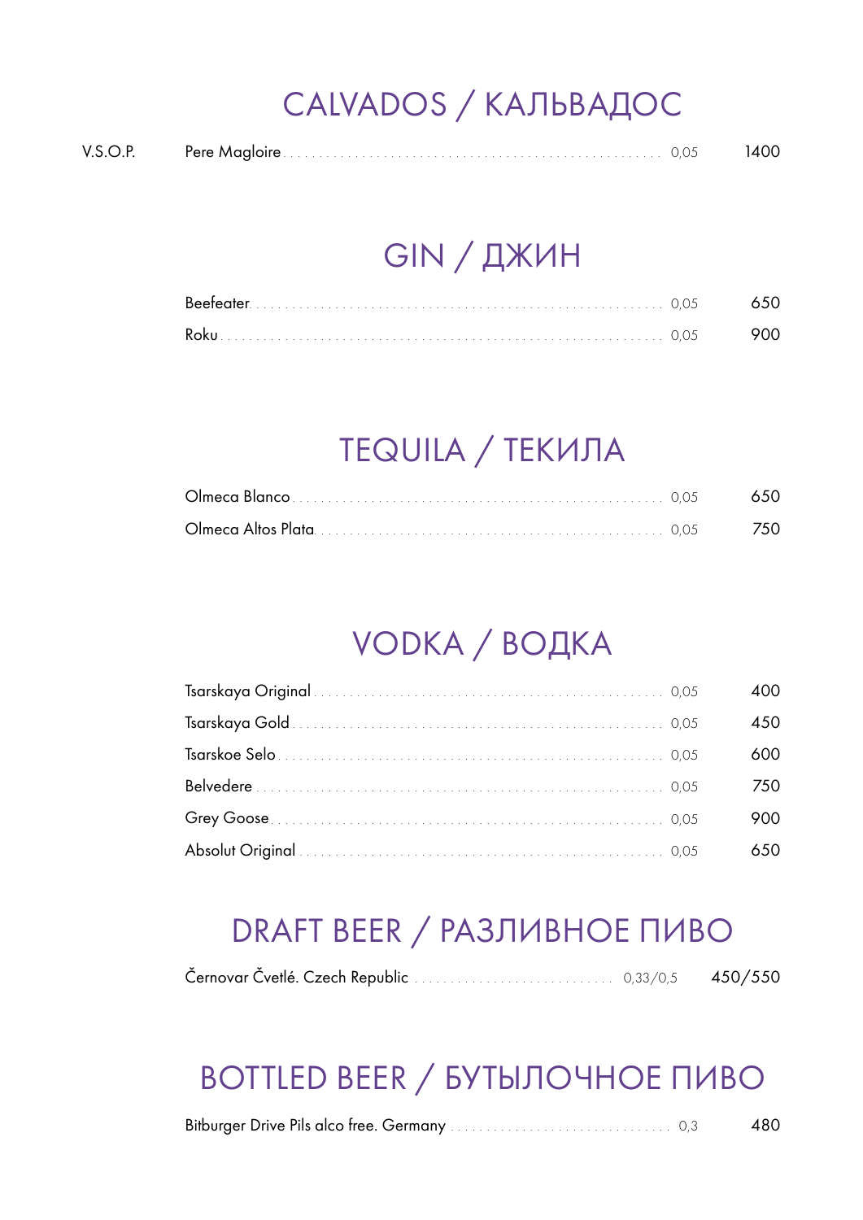# CALVADOS / КАЛЬВАДОС

| | | | |
|---|---|---|---|
| V.S.O.P. | Pere Magloire | 0,05 | 1400 |

# GIN / ДЖИН

| | | |
|---|---|---|
| Beefeater | 0,05 | 650 |
| Roku | 0,05 | 900 |

# TEQUILA / ТЕКИЛА

| | | |
|---|---|---|
| Olmeca Blanco | 0,05 | 650 |
| Olmeca Altos Plata | 0,05 | 750 |

# VODKA / ВОДКА

| | | |
|---|---|---|
| Tsarskaya Original | 0,05 | 400 |
| Tsarskaya Gold | 0,05 | 450 |
| Tsarskoe Selo | 0,05 | 600 |
| Belvedere | 0,05 | 750 |
| Grey Goose | 0,05 | 900 |
| Absolut Original | 0,05 | 650 |

# DRAFT BEER / РАЗЛИВНОЕ ПИВО

| | | |
|---|---|---|
| Černovar Čvetlé. Czech Republic | 0,33/0,5 | 450/550 |

# BOTTLED BEER / БУТЫЛОЧНОЕ ПИВО

| | | |
|---|---|---|
| Bitburger Drive Pils alco free. Germany | 0,3 | 480 |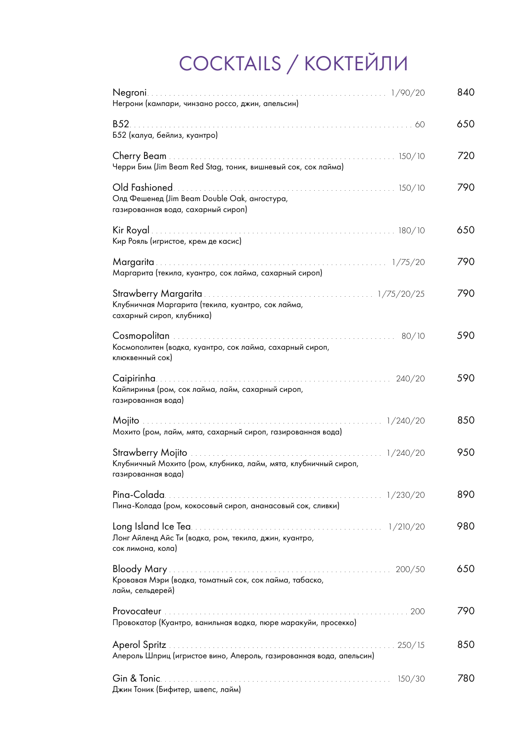# COCKTAILS / КОКТЕЙЛИ

| Cocktail | Volume | Price |
|---|---|---|
| **Negroni**<br>Негрони (кампари, чинзано россо, джин, апельсин) | 1/90/20 | 840 |
| **B52**<br>Б52 (калуа, бейлиз, куантро) | 60 | 650 |
| **Cherry Beam**<br>Черри Бим (Jim Beam Red Stag, тоник, вишневый сок, сок лайма) | 150/10 | 720 |
| **Old Fashioned**<br>Олд Фешенед (Jim Beam Double Oak, ангостура, газированная вода, сахарный сироп) | 150/10 | 790 |
| **Kir Royal**<br>Кир Рояль (игристое, крем де касис) | 180/10 | 650 |
| **Margarita**<br>Маргарита (текила, куантро, сок лайма, сахарный сироп) | 1/75/20 | 790 |
| **Strawberry Margarita**<br>Клубничная Маргарита (текила, куантро, сок лайма, сахарный сироп, клубника) | 1/75/20/25 | 790 |
| **Cosmopolitan**<br>Космополитен (водка, куантро, сок лайма, сахарный сироп, клюквенный сок) | 80/10 | 590 |
| **Caipirinha**<br>Кайпиринья (ром, сок лайма, лайм, сахарный сироп, газированная вода) | 240/20 | 590 |
| **Mojito**<br>Мохито (ром, лайм, мята, сахарный сироп, газированная вода) | 1/240/20 | 850 |
| **Strawberry Mojito**<br>Клубничный Мохито (ром, клубника, лайм, мята, клубничный сироп, газированная вода) | 1/240/20 | 950 |
| **Pina-Colada**<br>Пина-Колада (ром, кокосовый сироп, ананасовый сок, сливки) | 1/230/20 | 890 |
| **Long Island Ice Tea**<br>Лонг Айленд Айс Ти (водка, ром, текила, джин, куантро, сок лимона, кола) | 1/210/20 | 980 |
| **Bloody Mary**<br>Кровавая Мэри (водка, томатный сок, сок лайма, табаско, лайм, сельдерей) | 200/50 | 650 |
| **Provocateur**<br>Провокатор (Куантро, ванильная водка, пюре маракуйи, просекко) | 200 | 790 |
| **Aperol Spritz**<br>Апероль Шприц (игристое вино, Апероль, газированная вода, апельсин) | 250/15 | 850 |
| **Gin & Tonic**<br>Джин Тоник (Бифитер, швепс, лайм) | 150/30 | 780 |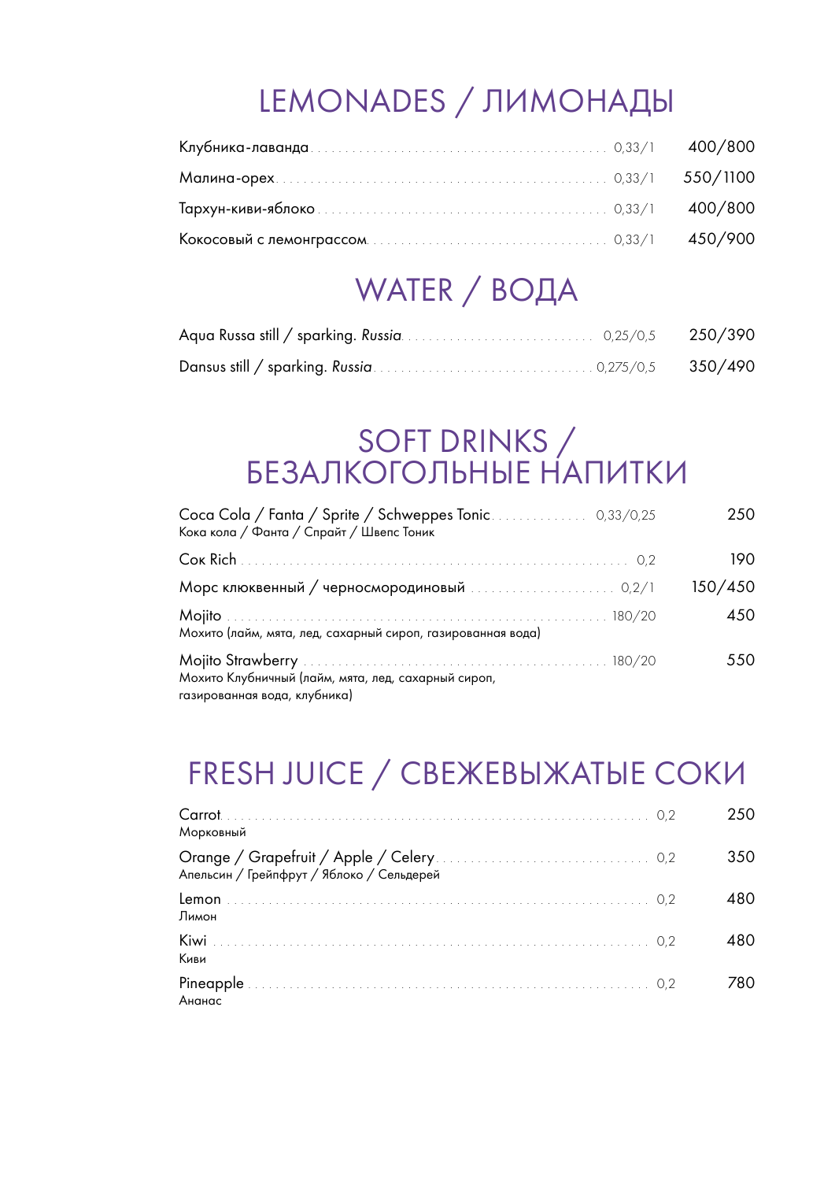# LEMONADES / ЛИМОНАДЫ

| Наименование | Объём | Цена |
| --- | --- | --- |
| Клубника-лаванда | 0,33/1 | 400/800 |
| Малина-орех | 0,33/1 | 550/1100 |
| Тархун-киви-яблоко | 0,33/1 | 400/800 |
| Кокосовый с лемонграссом | 0,33/1 | 450/900 |

# WATER / ВОДА

| Наименование | Объём | Цена |
| --- | --- | --- |
| Aqua Russa still / sparking. *Russia* | 0,25/0,5 | 250/390 |
| Dansus still / sparking. *Russia* | 0,275/0,5 | 350/490 |

# SOFT DRINKS / БЕЗАЛКОГОЛЬНЫЕ НАПИТКИ

| Наименование | Объём | Цена |
| --- | --- | --- |
| Coca Cola / Fanta / Sprite / Schweppes Tonic<br>Кока кола / Фанта / Спрайт / Швепс Тоник | 0,33/0,25 | 250 |
| Сок Rich | 0,2 | 190 |
| Морс клюквенный / черносмородиновый | 0,2/1 | 150/450 |
| Mojito<br>Мохито (лайм, мята, лед, сахарный сироп, газированная вода) | 180/20 | 450 |
| Mojito Strawberry<br>Мохито Клубничный (лайм, мята, лед, сахарный сироп, газированная вода, клубника) | 180/20 | 550 |

# FRESH JUICE / СВЕЖЕВЫЖАТЫЕ СОКИ

| Наименование | Объём | Цена |
| --- | --- | --- |
| Carrot<br>Морковный | 0,2 | 250 |
| Orange / Grapefruit / Apple / Celery<br>Апельсин / Грейпфрут / Яблоко / Сельдерей | 0,2 | 350 |
| Lemon<br>Лимон | 0,2 | 480 |
| Kiwi<br>Киви | 0,2 | 480 |
| Pineapple<br>Ананас | 0,2 | 780 |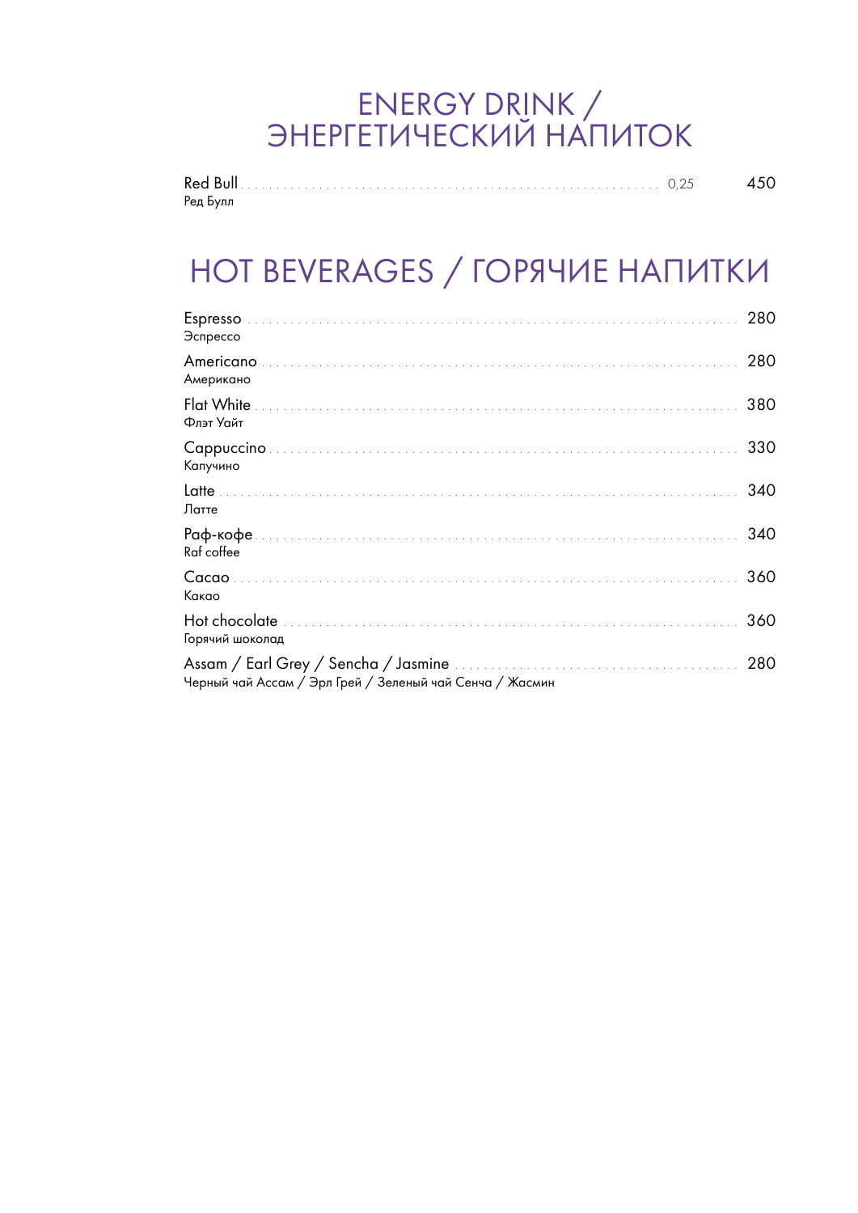# ENERGY DRINK / ЭНЕРГЕТИЧЕСКИЙ НАПИТОК

| | | |
|---|---|---|
| Red Bull<br>Ред Булл | 0,25 | 450 |

# HOT BEVERAGES / ГОРЯЧИЕ НАПИТКИ

| | |
|---|---|
| Espresso<br>Эспрессо | 280 |
| Americano<br>Американо | 280 |
| Flat White<br>Флэт Уайт | 380 |
| Cappuccino<br>Капучино | 330 |
| Latte<br>Латте | 340 |
| Раф-кофе<br>Raf coffee | 340 |
| Cacao<br>Какао | 360 |
| Hot chocolate<br>Горячий шоколад | 360 |
| Assam / Earl Grey / Sencha / Jasmine<br>Черный чай Ассам / Эрл Грей / Зеленый чай Сенча / Жасмин | 280 |